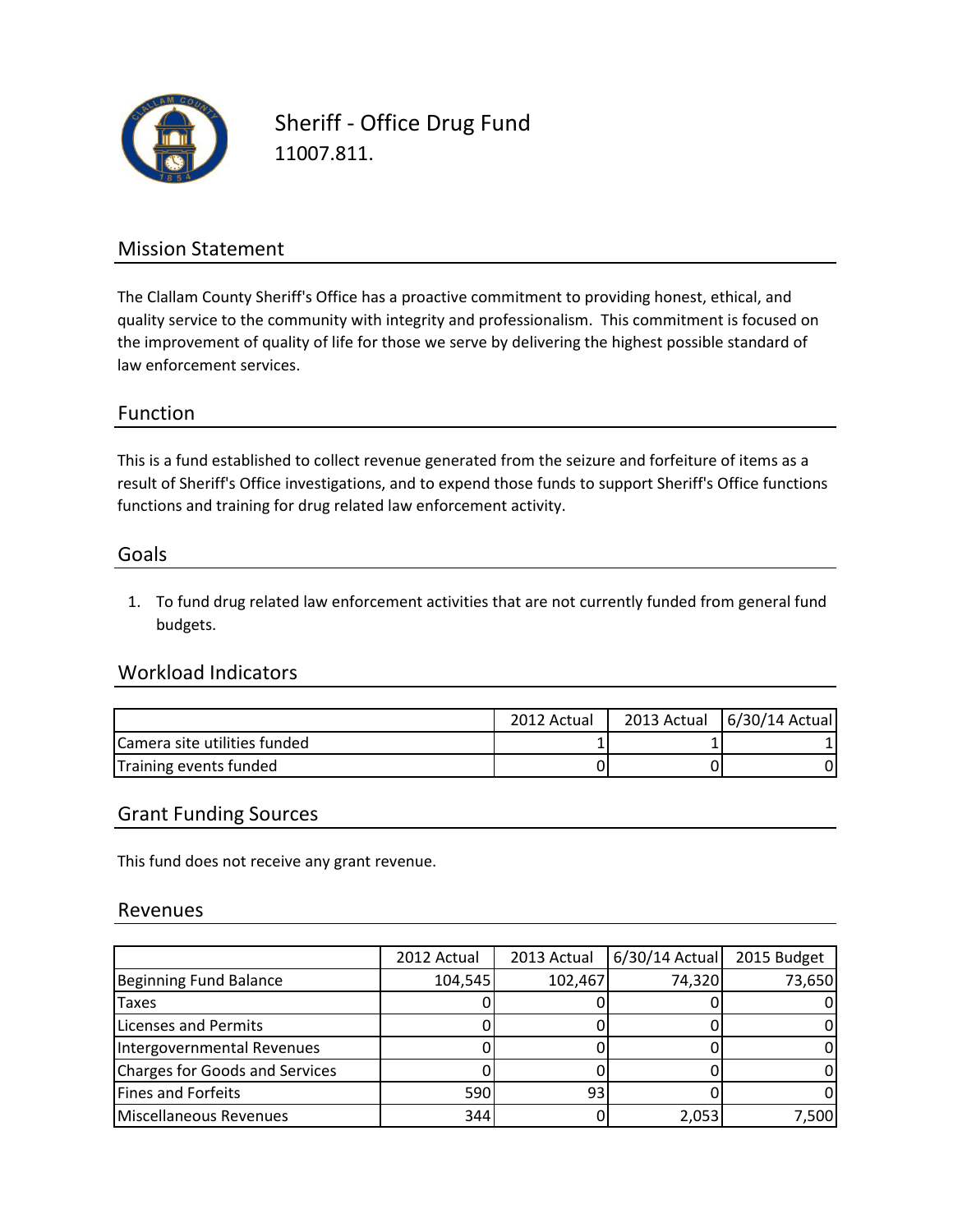# Sheriff - Office Drug Fund

11007.811.

## Mission Statement

The Clallam County Sheriff's Office has a proactive commitment to providing honest, ethical, and quality service to the community with integrity and professionalism. This commitment is focused on the improvement of quality of life for those we serve by delivering the highest possible standard of law enforcement services.

## Function

This is a fund established to collect revenue generated from the seizure and forfeiture of items as a result of Sheriff's Office investigations, and to expend those funds to support Sheriff's Office functions functions and training for drug related law enforcement activity.

## Goals

1. To fund drug related law enforcement activities that are not currently funded from general fund budgets.

## Workload Indicators

| | 2012 Actual | 2013 Actual | 6/30/14 Actual |
|---|---|---|---|
| Camera site utilities funded | 1 | 1 | 1 |
| Training events funded | 0 | 0 | 0 |

## Grant Funding Sources

This fund does not receive any grant revenue.

## Revenues

| | 2012 Actual | 2013 Actual | 6/30/14 Actual | 2015 Budget |
|---|---|---|---|---|
| Beginning Fund Balance | 104,545 | 102,467 | 74,320 | 73,650 |
| Taxes | 0 | 0 | 0 | 0 |
| Licenses and Permits | 0 | 0 | 0 | 0 |
| Intergovernmental Revenues | 0 | 0 | 0 | 0 |
| Charges for Goods and Services | 0 | 0 | 0 | 0 |
| Fines and Forfeits | 590 | 93 | 0 | 0 |
| Miscellaneous Revenues | 344 | 0 | 2,053 | 7,500 |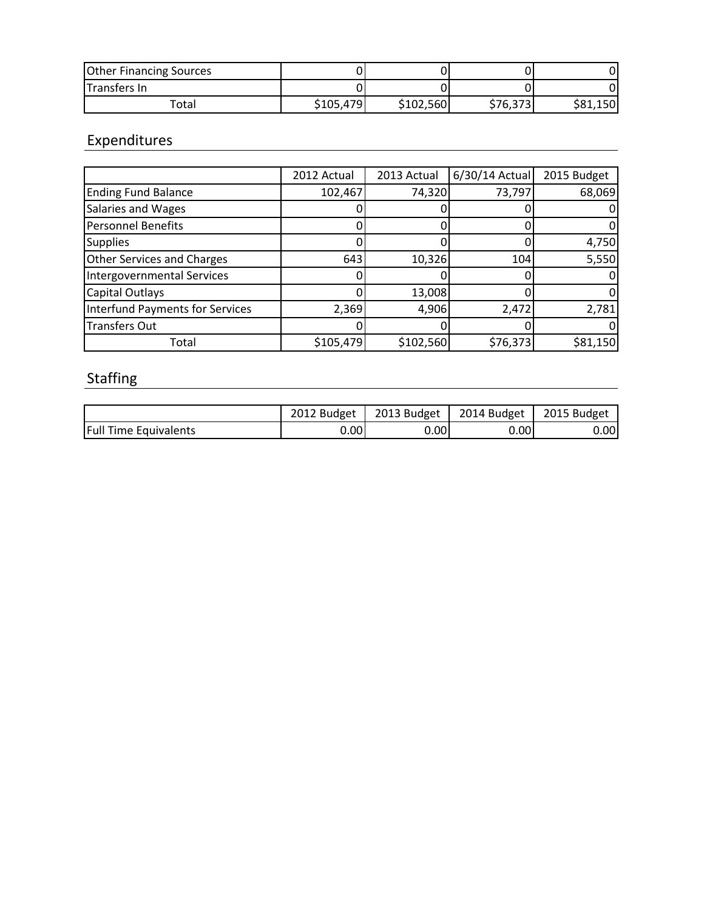| | | | | |
|---|---|---|---|---|
| Other Financing Sources | 0 | 0 | 0 | 0 |
| Transfers In | 0 | 0 | 0 | 0 |
| Total | $105,479 | $102,560 | $76,373 | $81,150 |

## Expenditures

| | 2012 Actual | 2013 Actual | 6/30/14 Actual | 2015 Budget |
|---|---|---|---|---|
| Ending Fund Balance | 102,467 | 74,320 | 73,797 | 68,069 |
| Salaries and Wages | 0 | 0 | 0 | 0 |
| Personnel Benefits | 0 | 0 | 0 | 0 |
| Supplies | 0 | 0 | 0 | 4,750 |
| Other Services and Charges | 643 | 10,326 | 104 | 5,550 |
| Intergovernmental Services | 0 | 0 | 0 | 0 |
| Capital Outlays | 0 | 13,008 | 0 | 0 |
| Interfund Payments for Services | 2,369 | 4,906 | 2,472 | 2,781 |
| Transfers Out | 0 | 0 | 0 | 0 |
| Total | $105,479 | $102,560 | $76,373 | $81,150 |

## Staffing

| | 2012 Budget | 2013 Budget | 2014 Budget | 2015 Budget |
|---|---|---|---|---|
| Full Time Equivalents | 0.00 | 0.00 | 0.00 | 0.00 |